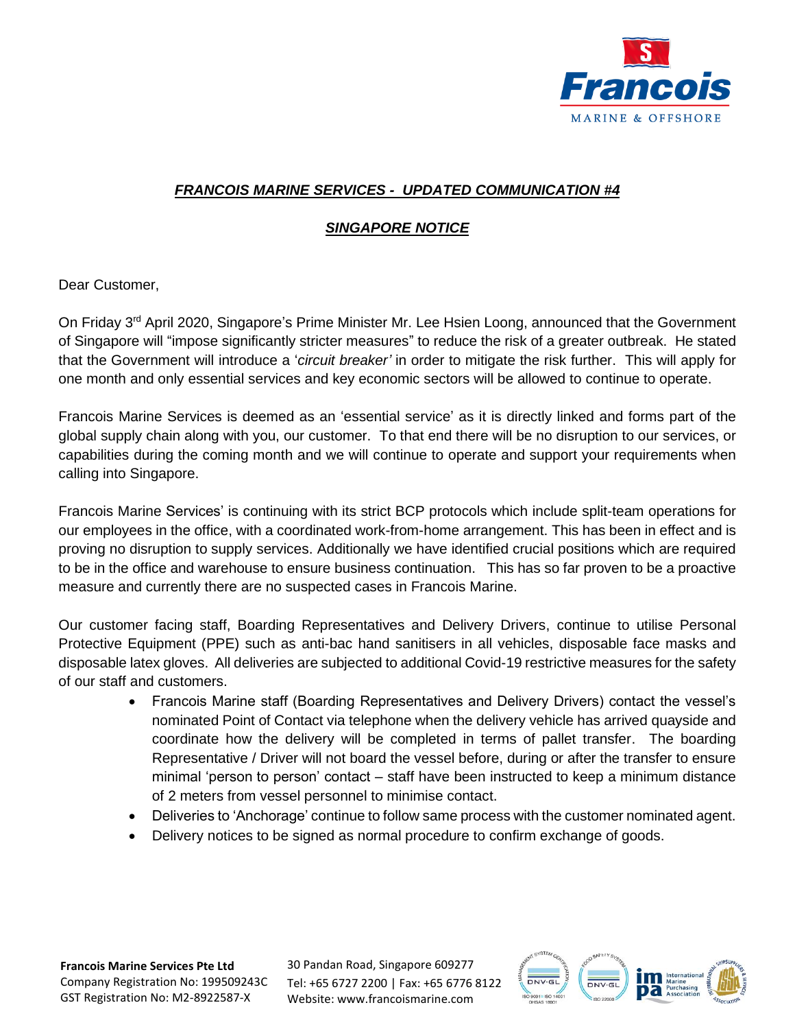***FRANCOIS MARINE SERVICES - UPDATED COMMUNICATION #4***

***SINGAPORE NOTICE***

Dear Customer,

On Friday 3rd April 2020, Singapore's Prime Minister Mr. Lee Hsien Loong, announced that the Government of Singapore will "impose significantly stricter measures" to reduce the risk of a greater outbreak. He stated that the Government will introduce a '*circuit breaker'* in order to mitigate the risk further. This will apply for one month and only essential services and key economic sectors will be allowed to continue to operate.

Francois Marine Services is deemed as an 'essential service' as it is directly linked and forms part of the global supply chain along with you, our customer. To that end there will be no disruption to our services, or capabilities during the coming month and we will continue to operate and support your requirements when calling into Singapore.

Francois Marine Services' is continuing with its strict BCP protocols which include split-team operations for our employees in the office, with a coordinated work-from-home arrangement. This has been in effect and is proving no disruption to supply services. Additionally we have identified crucial positions which are required to be in the office and warehouse to ensure business continuation. This has so far proven to be a proactive measure and currently there are no suspected cases in Francois Marine.

Our customer facing staff, Boarding Representatives and Delivery Drivers, continue to utilise Personal Protective Equipment (PPE) such as anti-bac hand sanitisers in all vehicles, disposable face masks and disposable latex gloves. All deliveries are subjected to additional Covid-19 restrictive measures for the safety of our staff and customers.

- Francois Marine staff (Boarding Representatives and Delivery Drivers) contact the vessel's nominated Point of Contact via telephone when the delivery vehicle has arrived quayside and coordinate how the delivery will be completed in terms of pallet transfer. The boarding Representative / Driver will not board the vessel before, during or after the transfer to ensure minimal 'person to person' contact – staff have been instructed to keep a minimum distance of 2 meters from vessel personnel to minimise contact.
- Deliveries to 'Anchorage' continue to follow same process with the customer nominated agent.
- Delivery notices to be signed as normal procedure to confirm exchange of goods.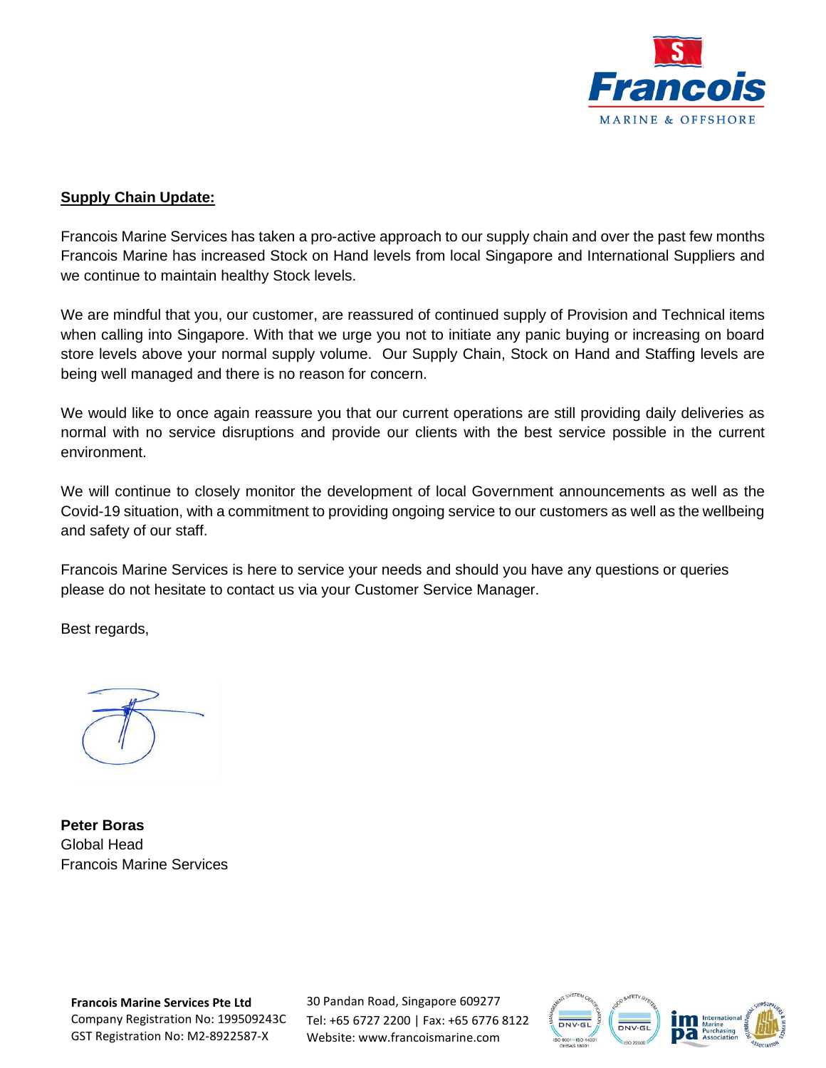**Supply Chain Update:**

Francois Marine Services has taken a pro-active approach to our supply chain and over the past few months Francois Marine has increased Stock on Hand levels from local Singapore and International Suppliers and we continue to maintain healthy Stock levels.

We are mindful that you, our customer, are reassured of continued supply of Provision and Technical items when calling into Singapore. With that we urge you not to initiate any panic buying or increasing on board store levels above your normal supply volume. Our Supply Chain, Stock on Hand and Staffing levels are being well managed and there is no reason for concern.

We would like to once again reassure you that our current operations are still providing daily deliveries as normal with no service disruptions and provide our clients with the best service possible in the current environment.

We will continue to closely monitor the development of local Government announcements as well as the Covid-19 situation, with a commitment to providing ongoing service to our customers as well as the wellbeing and safety of our staff.

Francois Marine Services is here to service your needs and should you have any questions or queries please do not hesitate to contact us via your Customer Service Manager.

Best regards,

**Peter Boras**
Global Head
Francois Marine Services

**Francois Marine Services Pte Ltd**
Company Registration No: 199509243C
GST Registration No: M2-8922587-X

30 Pandan Road, Singapore 609277
Tel: +65 6727 2200 | Fax: +65 6776 8122
Website: www.francoismarine.com